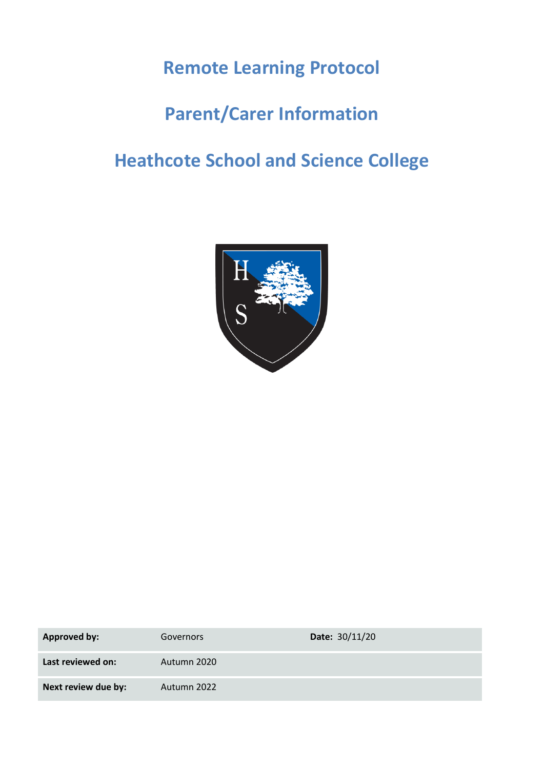# Remote Learning Protocol

# Parent/Carer Information

# Heathcote School and Science College

| **Approved by:** | Governors | **Date:** 30/11/20 |
|---|---|---|
| **Last reviewed on:** | Autumn 2020 | |
| **Next review due by:** | Autumn 2022 | |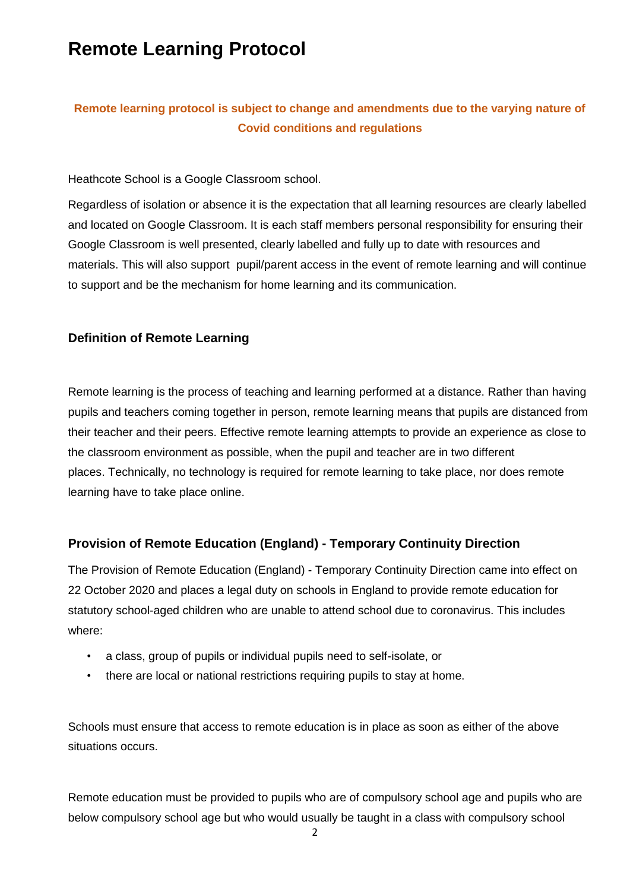# Remote Learning Protocol

**Remote learning protocol is subject to change and amendments due to the varying nature of Covid conditions and regulations**

Heathcote School is a Google Classroom school.

Regardless of isolation or absence it is the expectation that all learning resources are clearly labelled and located on Google Classroom. It is each staff members personal responsibility for ensuring their Google Classroom is well presented, clearly labelled and fully up to date with resources and materials. This will also support pupil/parent access in the event of remote learning and will continue to support and be the mechanism for home learning and its communication.

### Definition of Remote Learning

Remote learning is the process of teaching and learning performed at a distance. Rather than having pupils and teachers coming together in person, remote learning means that pupils are distanced from their teacher and their peers. Effective remote learning attempts to provide an experience as close to the classroom environment as possible, when the pupil and teacher are in two different places. Technically, no technology is required for remote learning to take place, nor does remote learning have to take place online.

### Provision of Remote Education (England) - Temporary Continuity Direction

The Provision of Remote Education (England) - Temporary Continuity Direction came into effect on 22 October 2020 and places a legal duty on schools in England to provide remote education for statutory school-aged children who are unable to attend school due to coronavirus. This includes where:

- a class, group of pupils or individual pupils need to self-isolate, or
- there are local or national restrictions requiring pupils to stay at home.

Schools must ensure that access to remote education is in place as soon as either of the above situations occurs.

Remote education must be provided to pupils who are of compulsory school age and pupils who are below compulsory school age but who would usually be taught in a class with compulsory school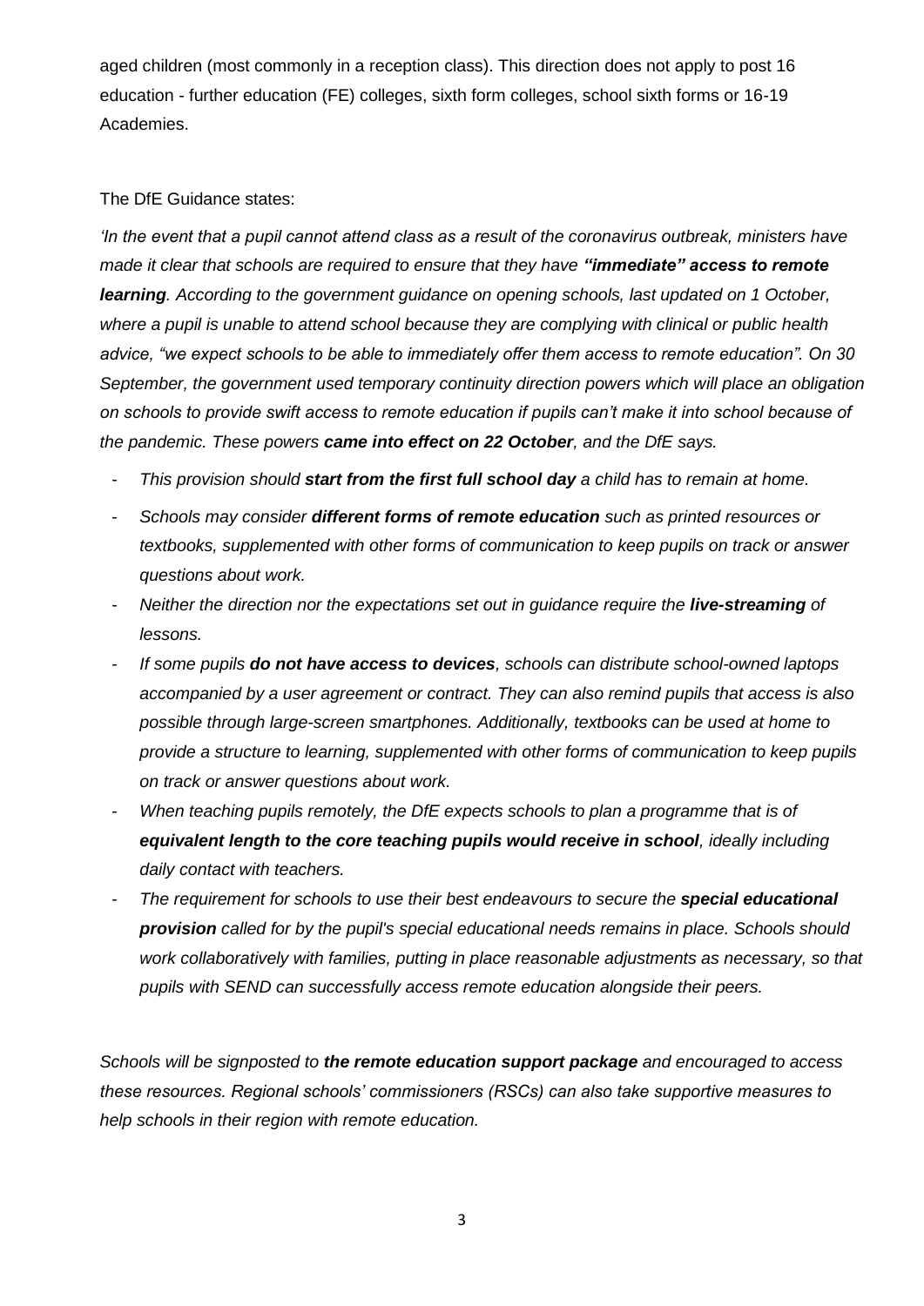aged children (most commonly in a reception class). This direction does not apply to post 16 education - further education (FE) colleges, sixth form colleges, school sixth forms or 16-19 Academies.

The DfE Guidance states:

*'In the event that a pupil cannot attend class as a result of the coronavirus outbreak, ministers have made it clear that schools are required to ensure that they have **"immediate" access to remote learning**. According to the government guidance on opening schools, last updated on 1 October, where a pupil is unable to attend school because they are complying with clinical or public health advice, "we expect schools to be able to immediately offer them access to remote education". On 30 September, the government used temporary continuity direction powers which will place an obligation on schools to provide swift access to remote education if pupils can't make it into school because of the pandemic. These powers **came into effect on 22 October**, and the DfE says.*

- *This provision should **start from the first full school day** a child has to remain at home.*
- *Schools may consider **different forms of remote education** such as printed resources or textbooks, supplemented with other forms of communication to keep pupils on track or answer questions about work.*
- *Neither the direction nor the expectations set out in guidance require the **live-streaming** of lessons.*
- *If some pupils **do not have access to devices**, schools can distribute school-owned laptops accompanied by a user agreement or contract. They can also remind pupils that access is also possible through large-screen smartphones. Additionally, textbooks can be used at home to provide a structure to learning, supplemented with other forms of communication to keep pupils on track or answer questions about work.*
- *When teaching pupils remotely, the DfE expects schools to plan a programme that is of **equivalent length to the core teaching pupils would receive in school**, ideally including daily contact with teachers.*
- *The requirement for schools to use their best endeavours to secure the **special educational provision** called for by the pupil's special educational needs remains in place. Schools should work collaboratively with families, putting in place reasonable adjustments as necessary, so that pupils with SEND can successfully access remote education alongside their peers.*

*Schools will be signposted to **the remote education support package** and encouraged to access these resources. Regional schools' commissioners (RSCs) can also take supportive measures to help schools in their region with remote education.*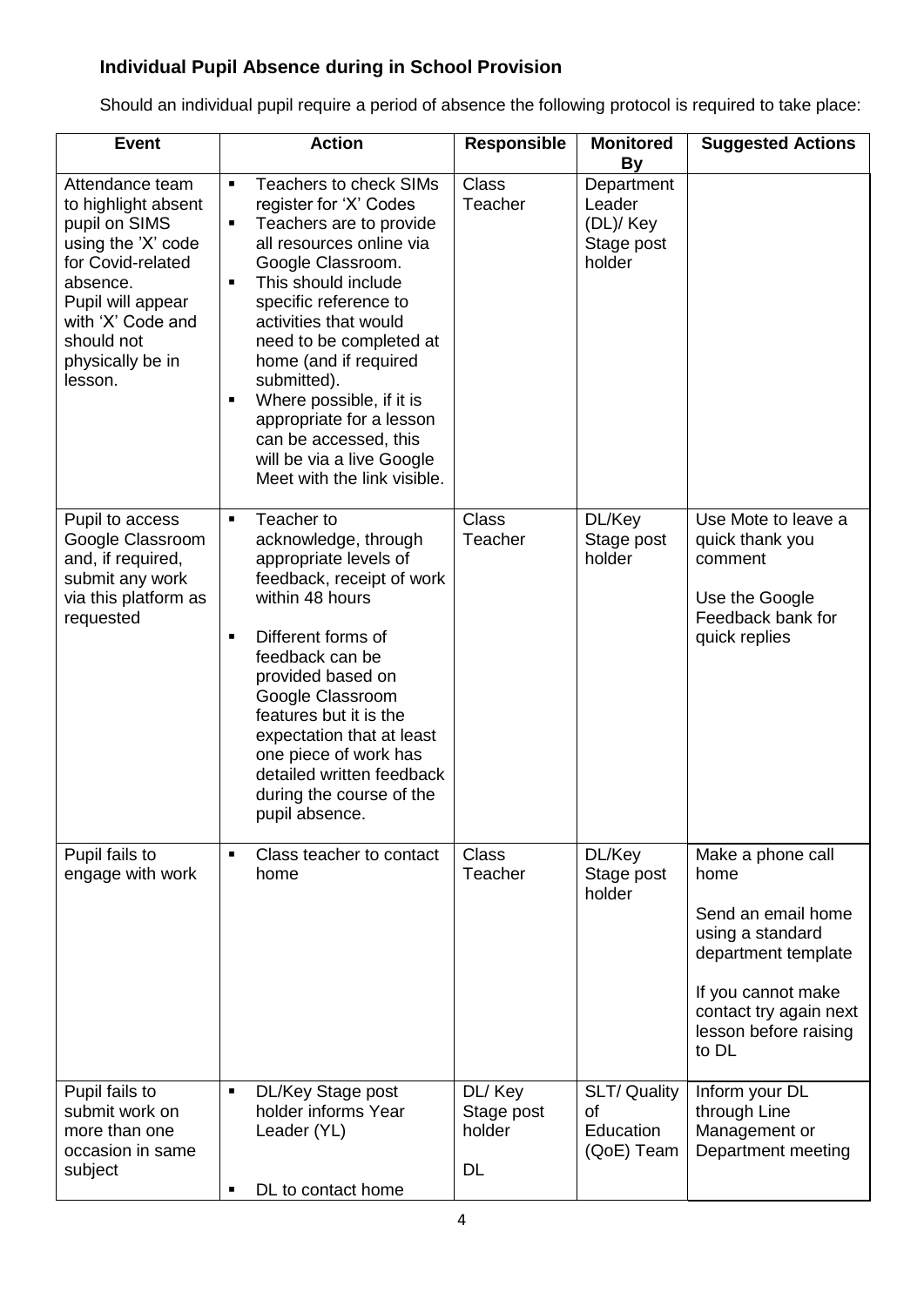### Individual Pupil Absence during in School Provision

Should an individual pupil require a period of absence the following protocol is required to take place:

| Event | Action | Responsible | Monitored By | Suggested Actions |
|---|---|---|---|---|
| Attendance team to highlight absent pupil on SIMS using the 'X' code for Covid-related absence. Pupil will appear with 'X' Code and should not physically be in lesson. | ▪ Teachers to check SIMs register for 'X' Codes<br>▪ Teachers are to provide all resources online via Google Classroom.<br>▪ This should include specific reference to activities that would need to be completed at home (and if required submitted).<br>▪ Where possible, if it is appropriate for a lesson can be accessed, this will be via a live Google Meet with the link visible. | Class Teacher | Department Leader (DL)/ Key Stage post holder | |
| Pupil to access Google Classroom and, if required, submit any work via this platform as requested | ▪ Teacher to acknowledge, through appropriate levels of feedback, receipt of work within 48 hours<br>▪ Different forms of feedback can be provided based on Google Classroom features but it is the expectation that at least one piece of work has detailed written feedback during the course of the pupil absence. | Class Teacher | DL/Key Stage post holder | Use Mote to leave a quick thank you comment<br><br>Use the Google Feedback bank for quick replies |
| Pupil fails to engage with work | ▪ Class teacher to contact home | Class Teacher | DL/Key Stage post holder | Make a phone call home<br><br>Send an email home using a standard department template<br><br>If you cannot make contact try again next lesson before raising to DL |
| Pupil fails to submit work on more than one occasion in same subject | ▪ DL/Key Stage post holder informs Year Leader (YL)<br>▪ DL to contact home | DL/ Key Stage post holder DL | SLT/ Quality of Education (QoE) Team | Inform your DL through Line Management or Department meeting |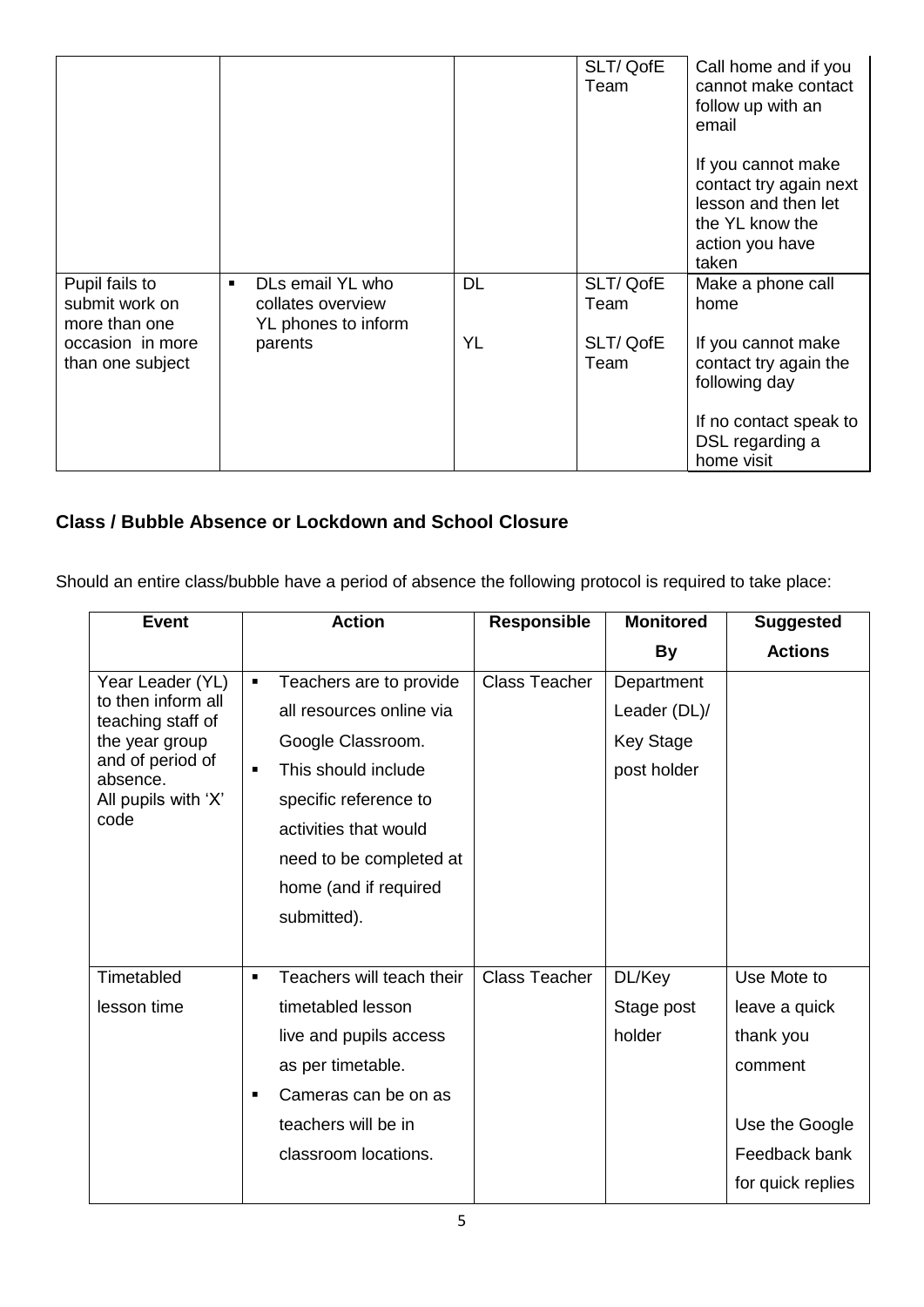| | | | | |
|---|---|---|---|---|
| | | | SLT/ QofE Team | Call home and if you cannot make contact follow up with an email<br><br>If you cannot make contact try again next lesson and then let the YL know the action you have taken |
| Pupil fails to submit work on more than one occasion in more than one subject | ▪ DLs email YL who collates overview YL phones to inform parents | DL<br><br>YL | SLT/ QofE Team<br><br>SLT/ QofE Team | Make a phone call home<br><br>If you cannot make contact try again the following day<br><br>If no contact speak to DSL regarding a home visit |

## Class / Bubble Absence or Lockdown and School Closure

Should an entire class/bubble have a period of absence the following protocol is required to take place:

| Event | Action | Responsible | Monitored By | Suggested Actions |
|---|---|---|---|---|
| Year Leader (YL) to then inform all teaching staff of the year group and of period of absence.<br>All pupils with 'X' code | ▪ Teachers are to provide all resources online via Google Classroom.<br>▪ This should include specific reference to activities that would need to be completed at home (and if required submitted). | Class Teacher | Department Leader (DL)/ Key Stage post holder | |
| Timetabled lesson time | ▪ Teachers will teach their timetabled lesson live and pupils access as per timetable.<br>▪ Cameras can be on as teachers will be in classroom locations. | Class Teacher | DL/Key Stage post holder | Use Mote to leave a quick thank you comment<br><br>Use the Google Feedback bank for quick replies |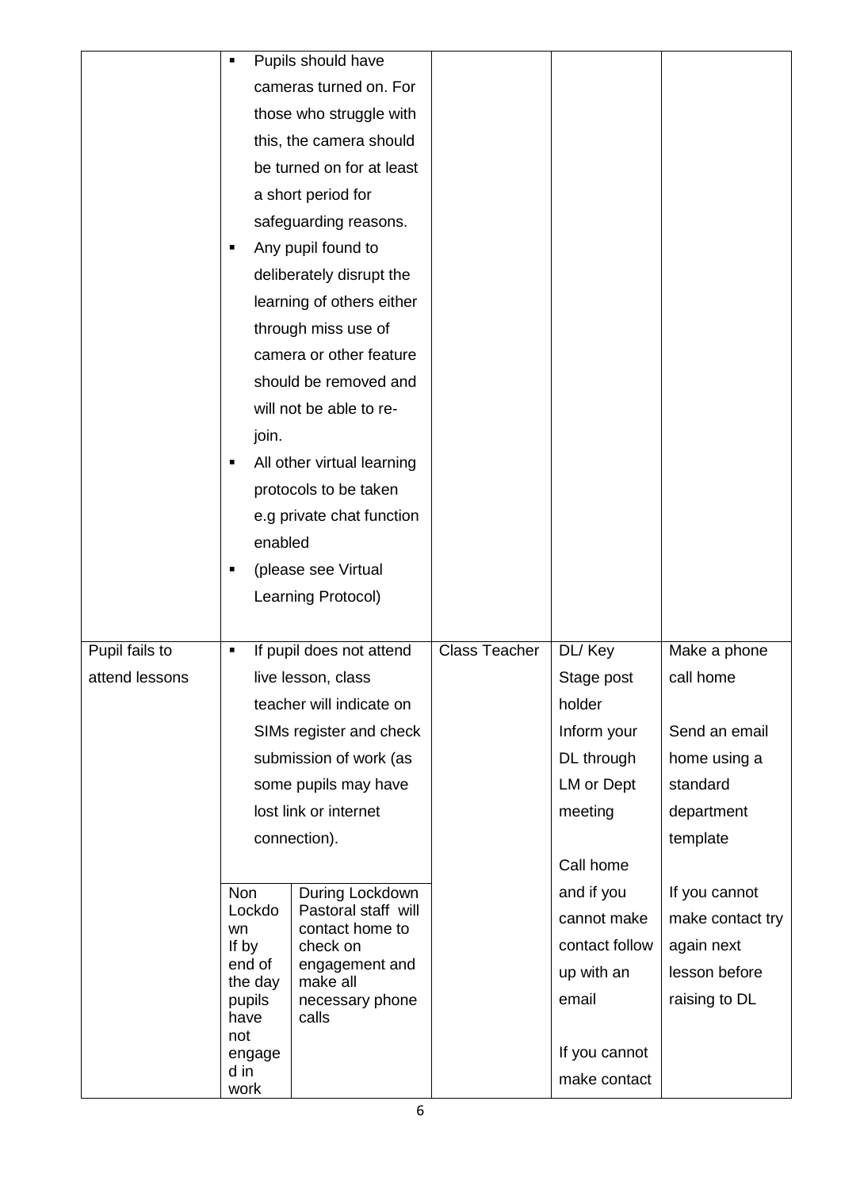| | | | | |
|---|---|---|---|---|
| | ▪ Pupils should have cameras turned on. For those who struggle with this, the camera should be turned on for at least a short period for safeguarding reasons.<br>▪ Any pupil found to deliberately disrupt the learning of others either through miss use of camera or other feature should be removed and will not be able to re-join.<br>▪ All other virtual learning protocols to be taken e.g private chat function enabled<br>▪ (please see Virtual Learning Protocol) | | | |
| Pupil fails to attend lessons | ▪ If pupil does not attend live lesson, class teacher will indicate on SIMs register and check submission of work (as some pupils may have lost link or internet connection).<br><br>Non Lockdown: If by end of the day pupils have not engaged in work<br>During Lockdown: Pastoral staff will contact home to check on engagement and make all necessary phone calls | Class Teacher | DL/ Key Stage post holder<br>Inform your DL through LM or Dept meeting<br><br>Call home and if you cannot make contact follow up with an email<br><br>If you cannot make contact | Make a phone call home<br><br>Send an email home using a standard department template<br><br>If you cannot make contact try again next lesson before raising to DL |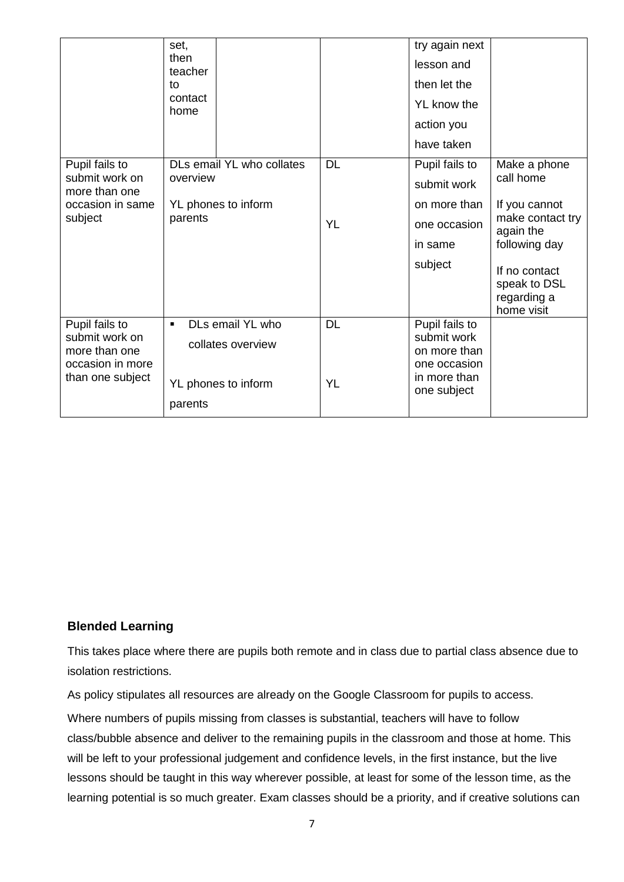| | | | | | |
|---|---|---|---|---|---|
| | set, then teacher to contact home | | | try again next lesson and then let the YL know the action you have taken | |
| Pupil fails to submit work on more than one occasion in same subject | DLs email YL who collates overview<br><br>YL phones to inform parents | | DL<br><br>YL | Pupil fails to submit work on more than one occasion in same subject | Make a phone call home<br><br>If you cannot make contact try again the following day<br><br>If no contact speak to DSL regarding a home visit |
| Pupil fails to submit work on more than one occasion in more than one subject | ▪ DLs email YL who collates overview<br><br>YL phones to inform parents | | DL<br><br>YL | Pupil fails to submit work on more than one occasion in more than one subject | |

**Blended Learning**

This takes place where there are pupils both remote and in class due to partial class absence due to isolation restrictions.

As policy stipulates all resources are already on the Google Classroom for pupils to access.

Where numbers of pupils missing from classes is substantial, teachers will have to follow class/bubble absence and deliver to the remaining pupils in the classroom and those at home. This will be left to your professional judgement and confidence levels, in the first instance, but the live lessons should be taught in this way wherever possible, at least for some of the lesson time, as the learning potential is so much greater. Exam classes should be a priority, and if creative solutions can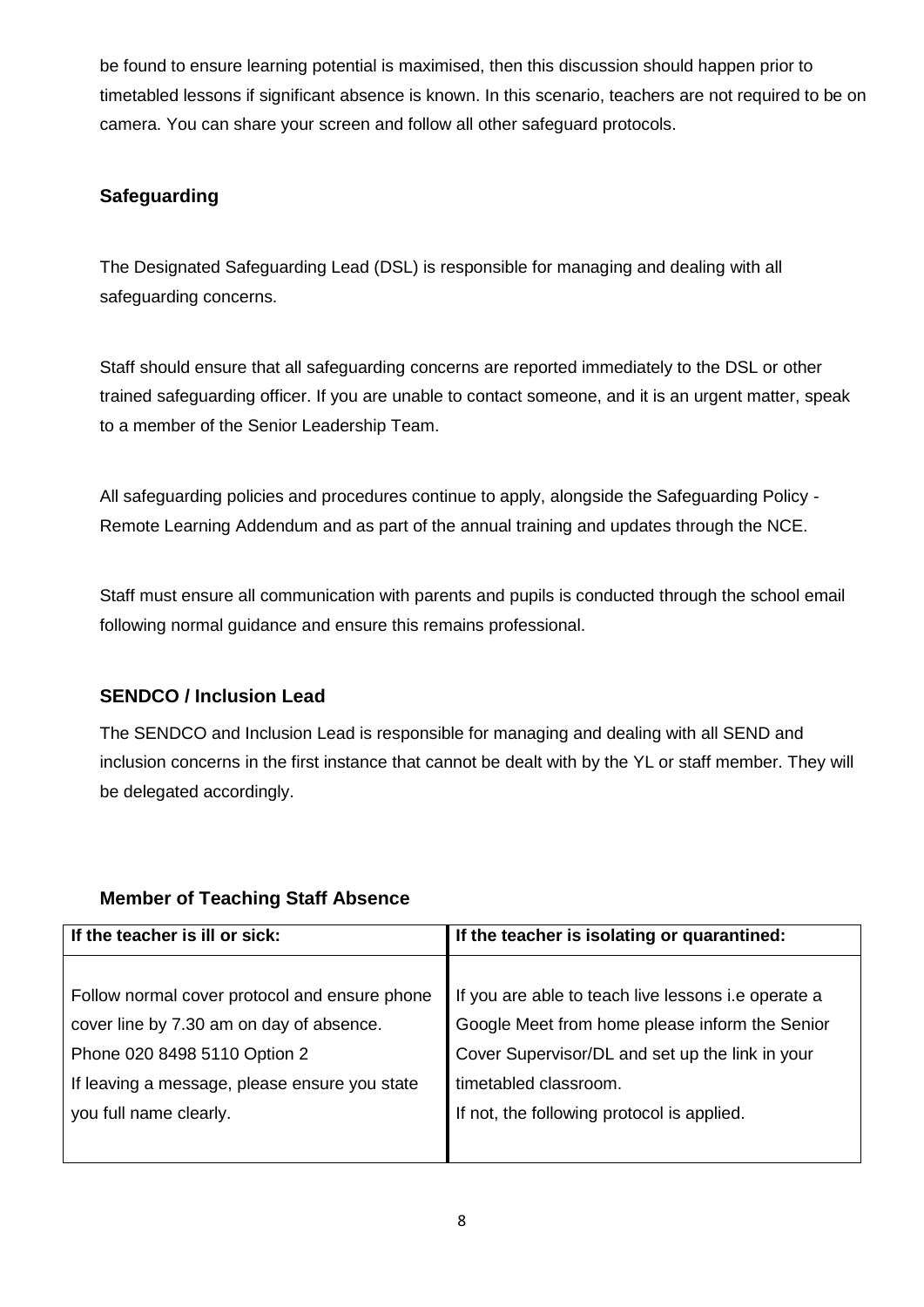be found to ensure learning potential is maximised, then this discussion should happen prior to timetabled lessons if significant absence is known. In this scenario, teachers are not required to be on camera. You can share your screen and follow all other safeguard protocols.

### Safeguarding

The Designated Safeguarding Lead (DSL) is responsible for managing and dealing with all safeguarding concerns.

Staff should ensure that all safeguarding concerns are reported immediately to the DSL or other trained safeguarding officer. If you are unable to contact someone, and it is an urgent matter, speak to a member of the Senior Leadership Team.

All safeguarding policies and procedures continue to apply, alongside the Safeguarding Policy - Remote Learning Addendum and as part of the annual training and updates through the NCE.

Staff must ensure all communication with parents and pupils is conducted through the school email following normal guidance and ensure this remains professional.

### SENDCO / Inclusion Lead

The SENDCO and Inclusion Lead is responsible for managing and dealing with all SEND and inclusion concerns in the first instance that cannot be dealt with by the YL or staff member. They will be delegated accordingly.

### Member of Teaching Staff Absence

| If the teacher is ill or sick: | If the teacher is isolating or quarantined: |
| --- | --- |
| Follow normal cover protocol and ensure phone cover line by 7.30 am on day of absence.<br>Phone 020 8498 5110 Option 2<br>If leaving a message, please ensure you state you full name clearly. | If you are able to teach live lessons i.e operate a Google Meet from home please inform the Senior Cover Supervisor/DL and set up the link in your timetabled classroom.<br>If not, the following protocol is applied. |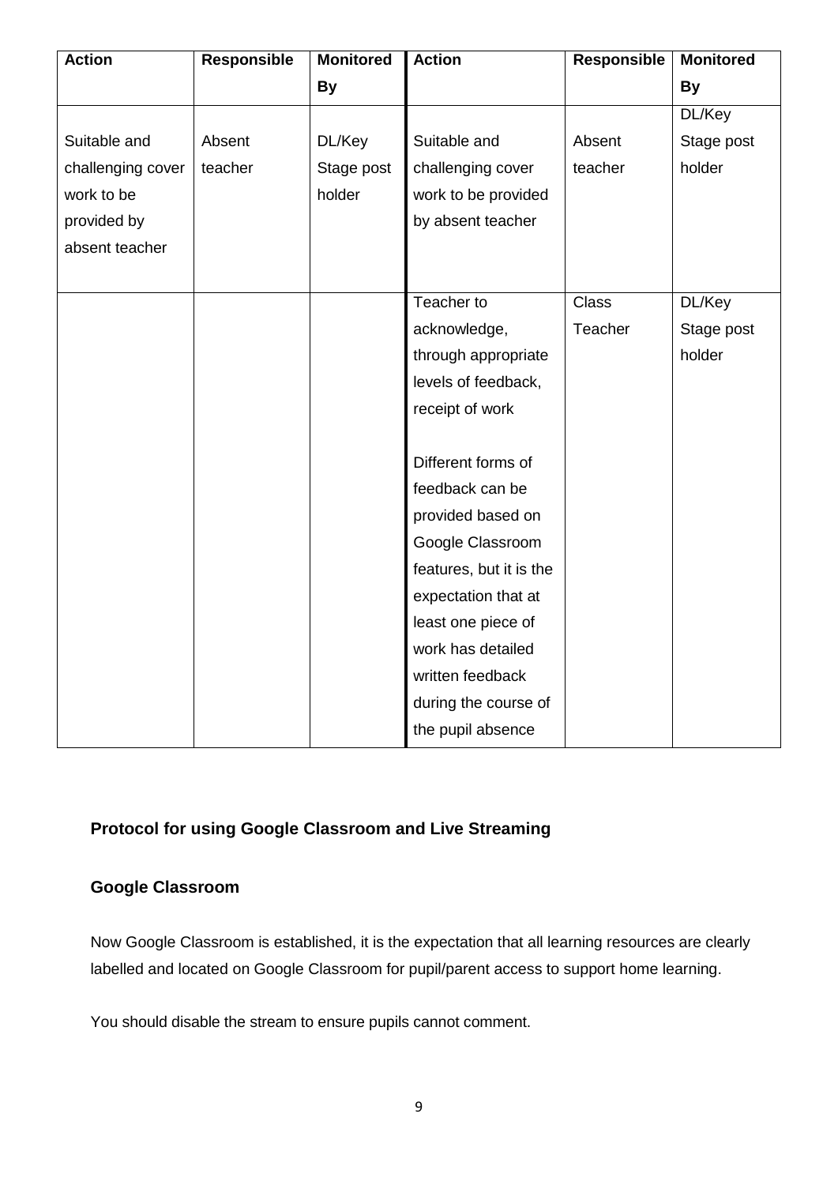| Action | Responsible | Monitored By | Action | Responsible | Monitored By |
|---|---|---|---|---|---|
| Suitable and challenging cover work to be provided by absent teacher | Absent teacher | DL/Key Stage post holder | Suitable and challenging cover work to be provided by absent teacher | Absent teacher | DL/Key Stage post holder |
| | | | Teacher to acknowledge, through appropriate levels of feedback, receipt of work<br><br>Different forms of feedback can be provided based on Google Classroom features, but it is the expectation that at least one piece of work has detailed written feedback during the course of the pupil absence | Class Teacher | DL/Key Stage post holder |

## Protocol for using Google Classroom and Live Streaming

### Google Classroom

Now Google Classroom is established, it is the expectation that all learning resources are clearly labelled and located on Google Classroom for pupil/parent access to support home learning.

You should disable the stream to ensure pupils cannot comment.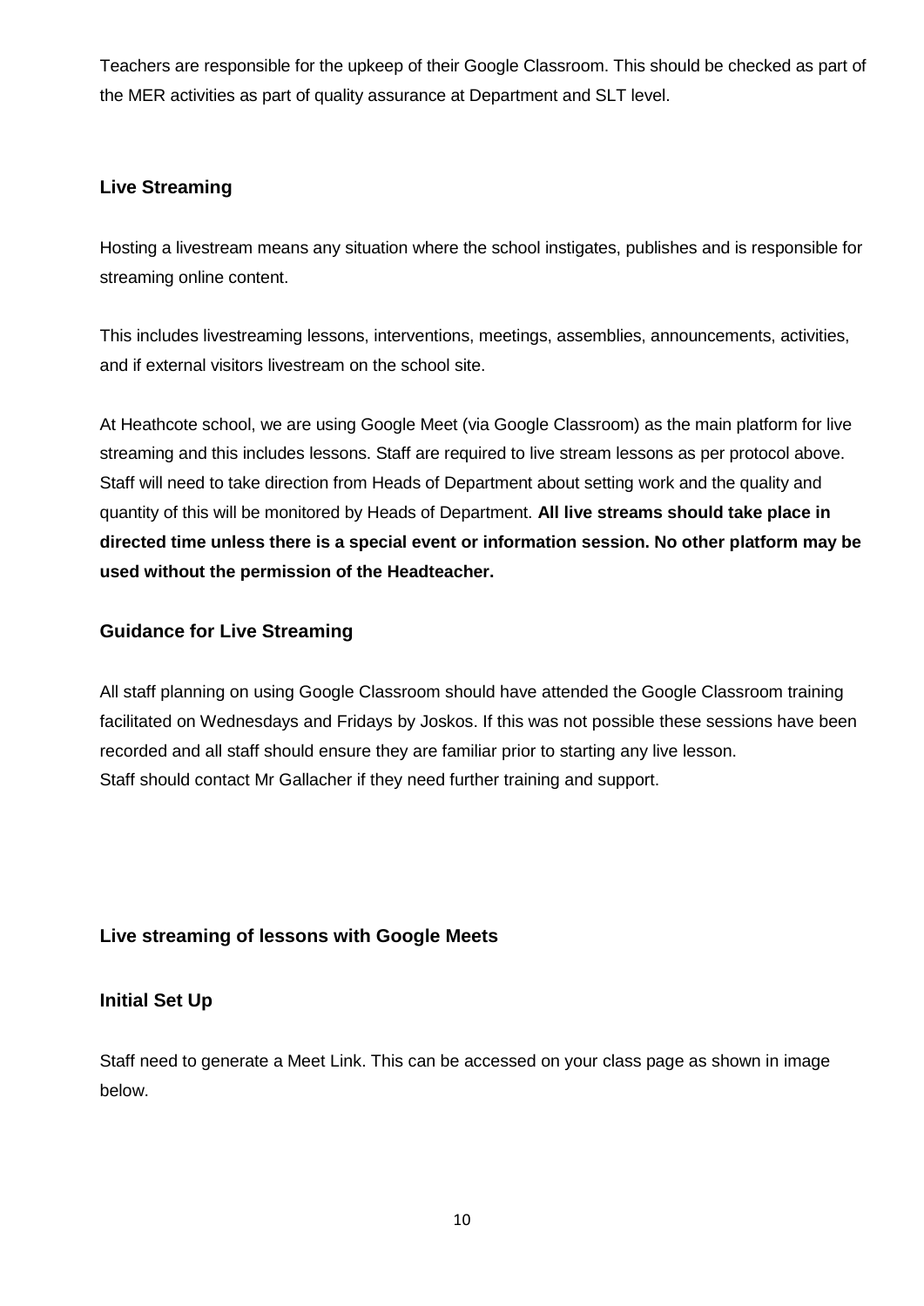Teachers are responsible for the upkeep of their Google Classroom. This should be checked as part of the MER activities as part of quality assurance at Department and SLT level.

## Live Streaming

Hosting a livestream means any situation where the school instigates, publishes and is responsible for streaming online content.

This includes livestreaming lessons, interventions, meetings, assemblies, announcements, activities, and if external visitors livestream on the school site.

At Heathcote school, we are using Google Meet (via Google Classroom) as the main platform for live streaming and this includes lessons. Staff are required to live stream lessons as per protocol above. Staff will need to take direction from Heads of Department about setting work and the quality and quantity of this will be monitored by Heads of Department. **All live streams should take place in directed time unless there is a special event or information session. No other platform may be used without the permission of the Headteacher.**

## Guidance for Live Streaming

All staff planning on using Google Classroom should have attended the Google Classroom training facilitated on Wednesdays and Fridays by Joskos. If this was not possible these sessions have been recorded and all staff should ensure they are familiar prior to starting any live lesson.
Staff should contact Mr Gallacher if they need further training and support.

## Live streaming of lessons with Google Meets

### Initial Set Up

Staff need to generate a Meet Link. This can be accessed on your class page as shown in image below.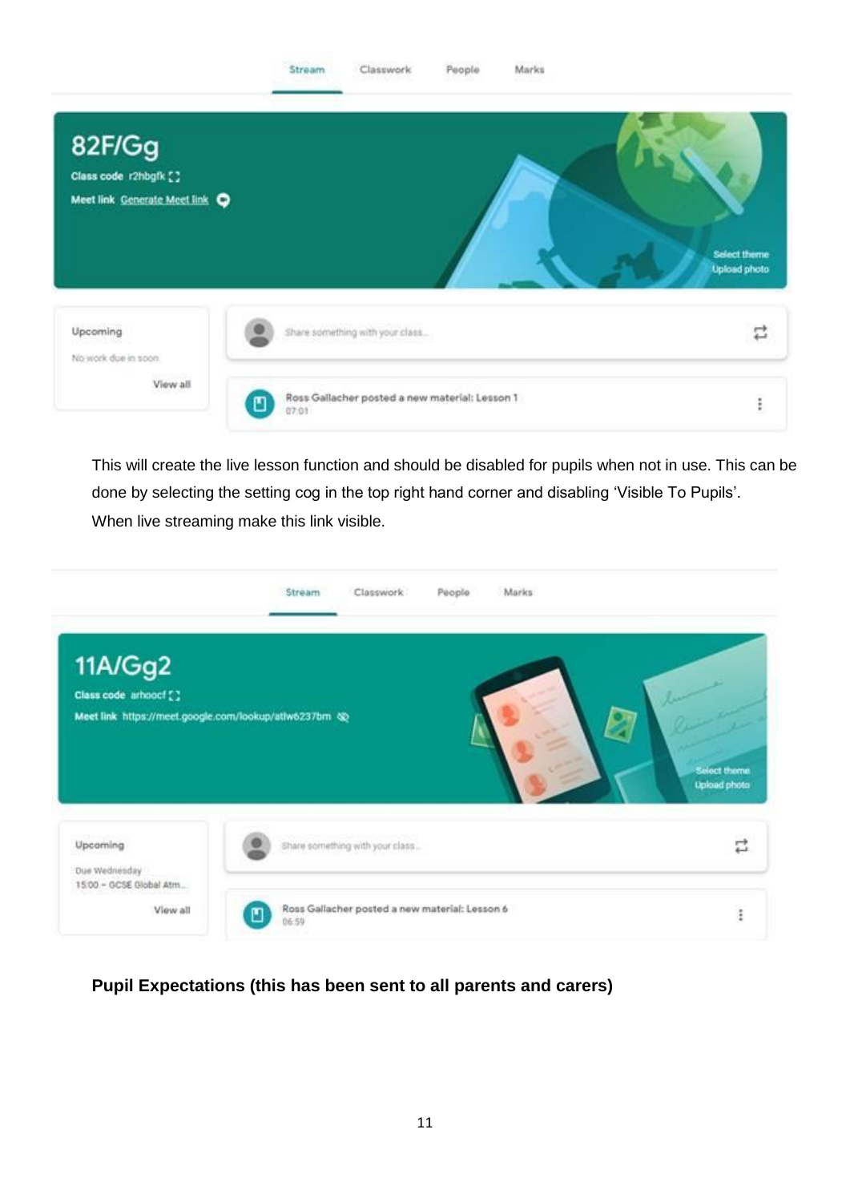This will create the live lesson function and should be disabled for pupils when not in use. This can be done by selecting the setting cog in the top right hand corner and disabling 'Visible To Pupils'. When live streaming make this link visible.

**Pupil Expectations (this has been sent to all parents and carers)**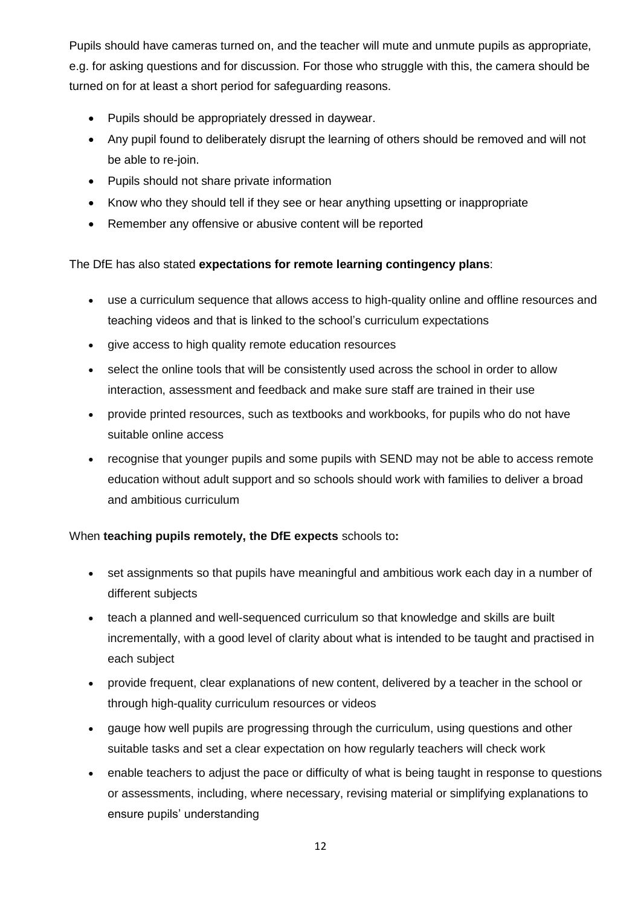Pupils should have cameras turned on, and the teacher will mute and unmute pupils as appropriate, e.g. for asking questions and for discussion. For those who struggle with this, the camera should be turned on for at least a short period for safeguarding reasons.

- Pupils should be appropriately dressed in daywear.
- Any pupil found to deliberately disrupt the learning of others should be removed and will not be able to re-join.
- Pupils should not share private information
- Know who they should tell if they see or hear anything upsetting or inappropriate
- Remember any offensive or abusive content will be reported

The DfE has also stated **expectations for remote learning contingency plans**:

- use a curriculum sequence that allows access to high-quality online and offline resources and teaching videos and that is linked to the school's curriculum expectations
- give access to high quality remote education resources
- select the online tools that will be consistently used across the school in order to allow interaction, assessment and feedback and make sure staff are trained in their use
- provide printed resources, such as textbooks and workbooks, for pupils who do not have suitable online access
- recognise that younger pupils and some pupils with SEND may not be able to access remote education without adult support and so schools should work with families to deliver a broad and ambitious curriculum

When **teaching pupils remotely, the DfE expects** schools to**:**

- set assignments so that pupils have meaningful and ambitious work each day in a number of different subjects
- teach a planned and well-sequenced curriculum so that knowledge and skills are built incrementally, with a good level of clarity about what is intended to be taught and practised in each subject
- provide frequent, clear explanations of new content, delivered by a teacher in the school or through high-quality curriculum resources or videos
- gauge how well pupils are progressing through the curriculum, using questions and other suitable tasks and set a clear expectation on how regularly teachers will check work
- enable teachers to adjust the pace or difficulty of what is being taught in response to questions or assessments, including, where necessary, revising material or simplifying explanations to ensure pupils' understanding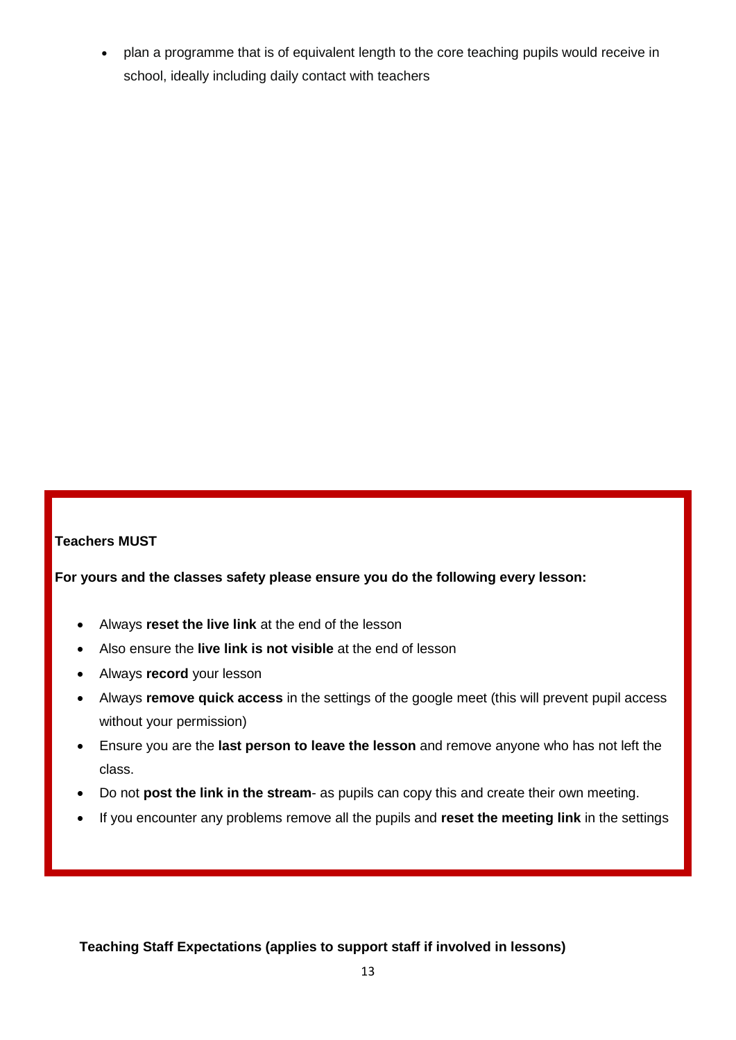- plan a programme that is of equivalent length to the core teaching pupils would receive in school, ideally including daily contact with teachers

**Teachers MUST**

**For yours and the classes safety please ensure you do the following every lesson:**

- Always **reset the live link** at the end of the lesson
- Also ensure the **live link is not visible** at the end of lesson
- Always **record** your lesson
- Always **remove quick access** in the settings of the google meet (this will prevent pupil access without your permission)
- Ensure you are the **last person to leave the lesson** and remove anyone who has not left the class.
- Do not **post the link in the stream**- as pupils can copy this and create their own meeting.
- If you encounter any problems remove all the pupils and **reset the meeting link** in the settings

**Teaching Staff Expectations (applies to support staff if involved in lessons)**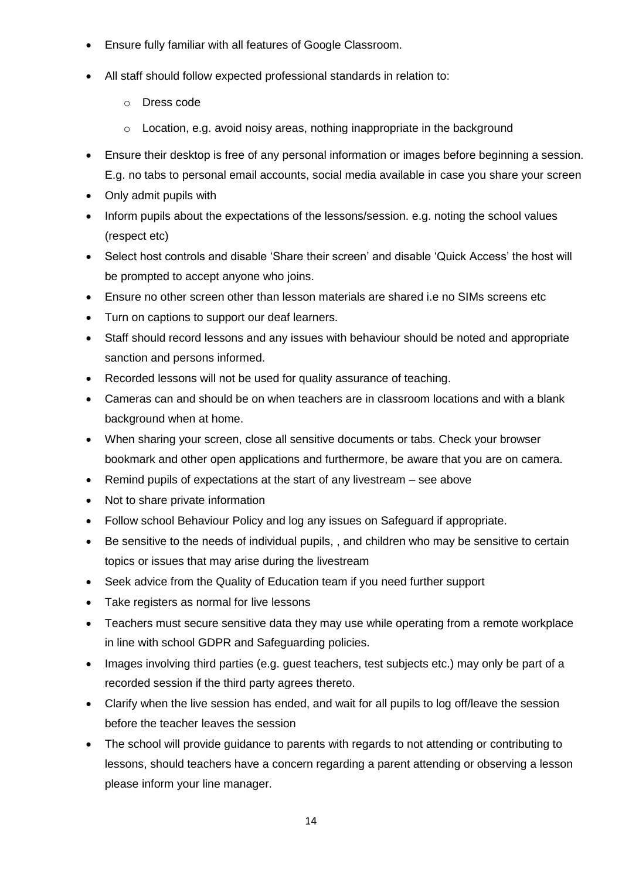- Ensure fully familiar with all features of Google Classroom.
- All staff should follow expected professional standards in relation to:
    - Dress code
    - Location, e.g. avoid noisy areas, nothing inappropriate in the background
- Ensure their desktop is free of any personal information or images before beginning a session. E.g. no tabs to personal email accounts, social media available in case you share your screen
- Only admit pupils with
- Inform pupils about the expectations of the lessons/session. e.g. noting the school values (respect etc)
- Select host controls and disable 'Share their screen' and disable 'Quick Access' the host will be prompted to accept anyone who joins.
- Ensure no other screen other than lesson materials are shared i.e no SIMs screens etc
- Turn on captions to support our deaf learners.
- Staff should record lessons and any issues with behaviour should be noted and appropriate sanction and persons informed.
- Recorded lessons will not be used for quality assurance of teaching.
- Cameras can and should be on when teachers are in classroom locations and with a blank background when at home.
- When sharing your screen, close all sensitive documents or tabs. Check your browser bookmark and other open applications and furthermore, be aware that you are on camera.
- Remind pupils of expectations at the start of any livestream – see above
- Not to share private information
- Follow school Behaviour Policy and log any issues on Safeguard if appropriate.
- Be sensitive to the needs of individual pupils, , and children who may be sensitive to certain topics or issues that may arise during the livestream
- Seek advice from the Quality of Education team if you need further support
- Take registers as normal for live lessons
- Teachers must secure sensitive data they may use while operating from a remote workplace in line with school GDPR and Safeguarding policies.
- Images involving third parties (e.g. guest teachers, test subjects etc.) may only be part of a recorded session if the third party agrees thereto.
- Clarify when the live session has ended, and wait for all pupils to log off/leave the session before the teacher leaves the session
- The school will provide guidance to parents with regards to not attending or contributing to lessons, should teachers have a concern regarding a parent attending or observing a lesson please inform your line manager.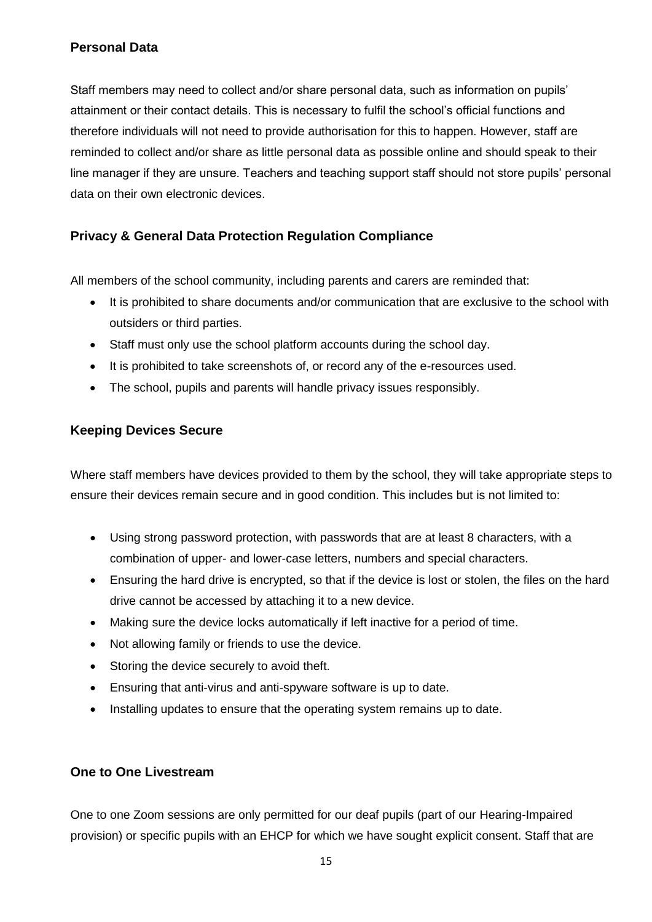## Personal Data

Staff members may need to collect and/or share personal data, such as information on pupils' attainment or their contact details. This is necessary to fulfil the school's official functions and therefore individuals will not need to provide authorisation for this to happen. However, staff are reminded to collect and/or share as little personal data as possible online and should speak to their line manager if they are unsure. Teachers and teaching support staff should not store pupils' personal data on their own electronic devices.

## Privacy & General Data Protection Regulation Compliance

All members of the school community, including parents and carers are reminded that:

- It is prohibited to share documents and/or communication that are exclusive to the school with outsiders or third parties.
- Staff must only use the school platform accounts during the school day.
- It is prohibited to take screenshots of, or record any of the e-resources used.
- The school, pupils and parents will handle privacy issues responsibly.

## Keeping Devices Secure

Where staff members have devices provided to them by the school, they will take appropriate steps to ensure their devices remain secure and in good condition. This includes but is not limited to:

- Using strong password protection, with passwords that are at least 8 characters, with a combination of upper- and lower-case letters, numbers and special characters.
- Ensuring the hard drive is encrypted, so that if the device is lost or stolen, the files on the hard drive cannot be accessed by attaching it to a new device.
- Making sure the device locks automatically if left inactive for a period of time.
- Not allowing family or friends to use the device.
- Storing the device securely to avoid theft.
- Ensuring that anti-virus and anti-spyware software is up to date.
- Installing updates to ensure that the operating system remains up to date.

## One to One Livestream

One to one Zoom sessions are only permitted for our deaf pupils (part of our Hearing-Impaired provision) or specific pupils with an EHCP for which we have sought explicit consent. Staff that are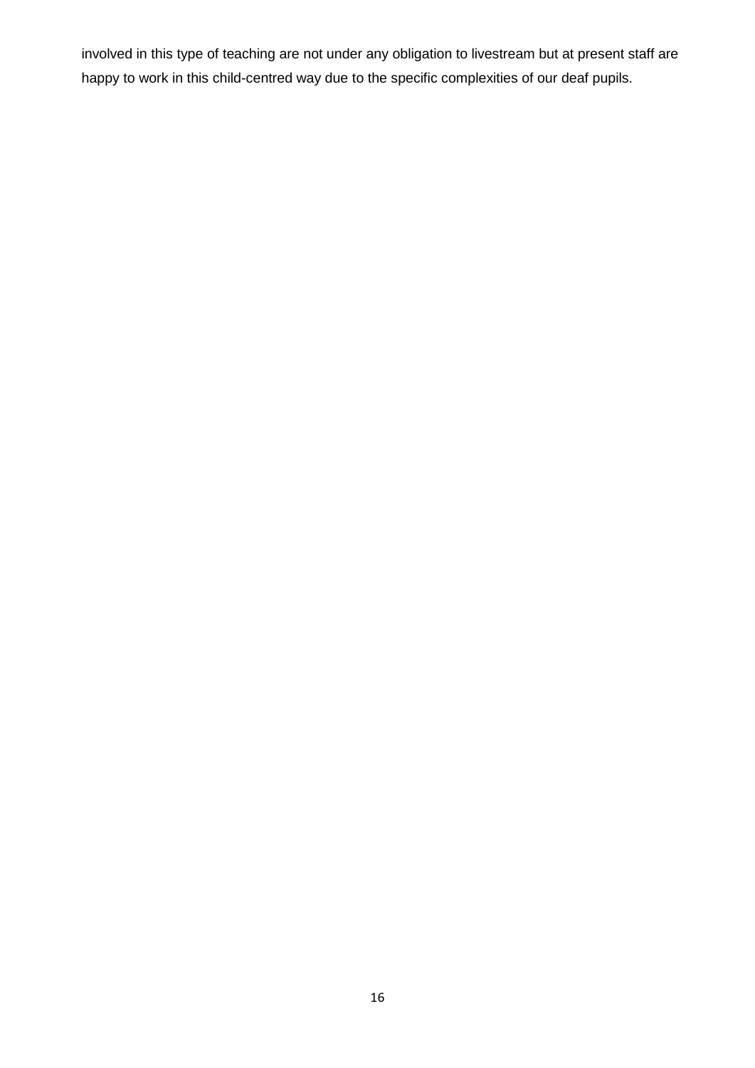involved in this type of teaching are not under any obligation to livestream but at present staff are happy to work in this child-centred way due to the specific complexities of our deaf pupils.